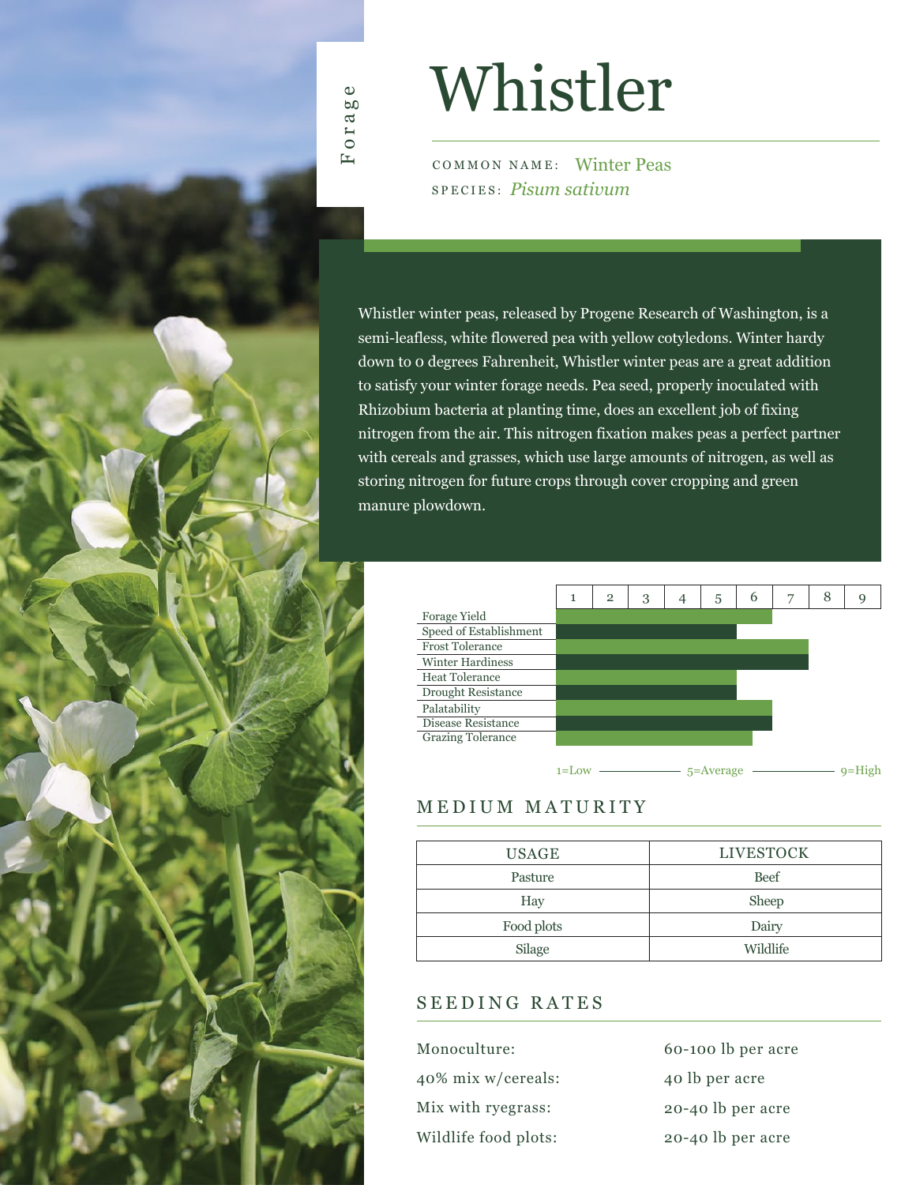Forage

# Whistler

COMMON NAME: Winter Peas

SPECIES: *Pisum sativum*

Whistler winter peas, released by Progene Research of Washington, is a semi-leafless, white flowered pea with yellow cotyledons. Winter hardy down to 0 degrees Fahrenheit, Whistler winter peas are a great addition to satisfy your winter forage needs. Pea seed, properly inoculated with Rhizobium bacteria at planting time, does an excellent job of fixing nitrogen from the air. This nitrogen fixation makes peas a perfect partner with cereals and grasses, which use large amounts of nitrogen, as well as storing nitrogen for future crops through cover cropping and green manure plowdown.

| Trait | Rating (1–9) |
|---|---|
| Forage Yield | 6.5 |
| Speed of Establishment | 5 |
| Frost Tolerance | 7 |
| Winter Hardiness | 7 |
| Heat Tolerance | 5 |
| Drought Resistance | 5 |
| Palatability | 6 |
| Disease Resistance | 6 |
| Grazing Tolerance | 5.5 |

1=Low — 5=Average — 9=High

## MEDIUM MATURITY

| USAGE | LIVESTOCK |
|---|---|
| Pasture | Beef |
| Hay | Sheep |
| Food plots | Dairy |
| Silage | Wildlife |

## SEEDING RATES

| | |
|---|---|
| Monoculture: | 60-100 lb per acre |
| 40% mix w/cereals: | 40 lb per acre |
| Mix with ryegrass: | 20-40 lb per acre |
| Wildlife food plots: | 20-40 lb per acre |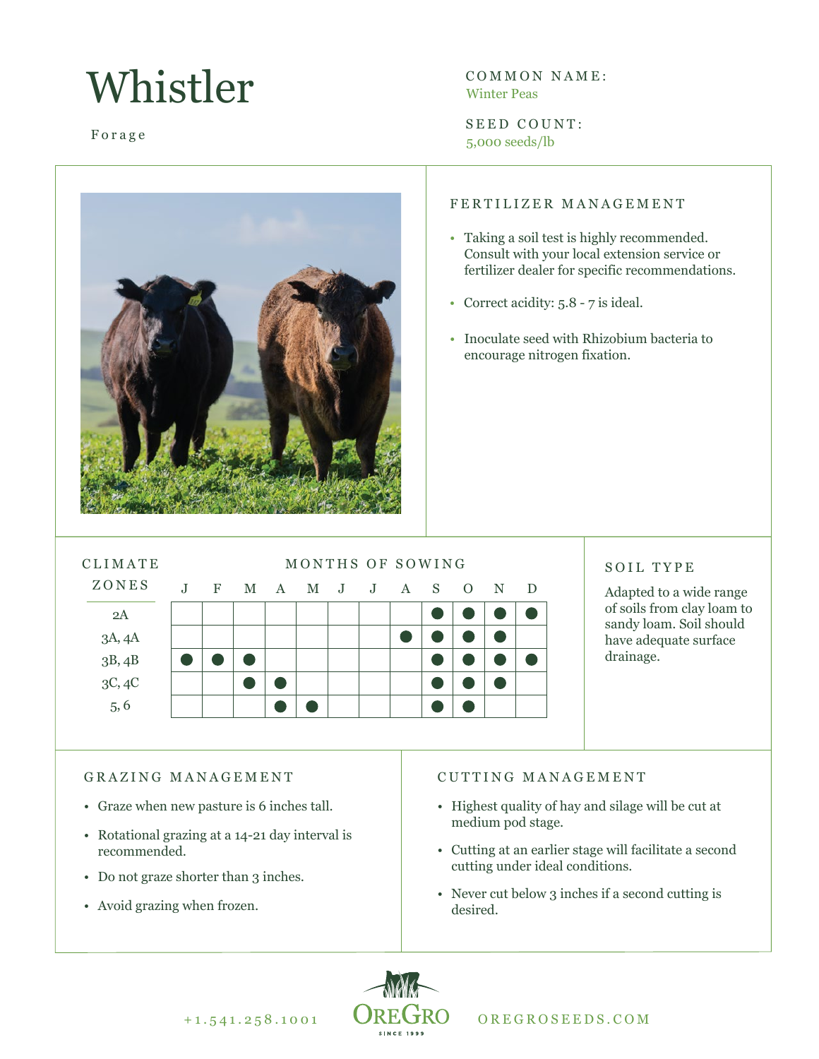# Whistler

Forage

COMMON NAME:
Winter Peas

SEED COUNT:
5,000 seeds/lb

## FERTILIZER MANAGEMENT

- Taking a soil test is highly recommended. Consult with your local extension service or fertilizer dealer for specific recommendations.
- Correct acidity: 5.8 - 7 is ideal.
- Inoculate seed with Rhizobium bacteria to encourage nitrogen fixation.

## MONTHS OF SOWING

| CLIMATE ZONES | J | F | M | A | M | J | J | A | S | O | N | D |
|---|---|---|---|---|---|---|---|---|---|---|---|---|
| 2A | | | | | | | | | ● | ● | ● | ● |
| 3A, 4A | | | | | | | | ● | ● | ● | ● | |
| 3B, 4B | ● | ● | ● | | | | | | ● | ● | ● | ● |
| 3C, 4C | | | ● | ● | | | | | ● | ● | ● | |
| 5, 6 | | | | ● | ● | | | | ● | ● | | |

## SOIL TYPE

Adapted to a wide range of soils from clay loam to sandy loam. Soil should have adequate surface drainage.

## GRAZING MANAGEMENT

- Graze when new pasture is 6 inches tall.
- Rotational grazing at a 14-21 day interval is recommended.
- Do not graze shorter than 3 inches.
- Avoid grazing when frozen.

## CUTTING MANAGEMENT

- Highest quality of hay and silage will be cut at medium pod stage.
- Cutting at an earlier stage will facilitate a second cutting under ideal conditions.
- Never cut below 3 inches if a second cutting is desired.

+1.541.258.1001 OREGRO SINCE 1999 OREGROSEEDS.COM